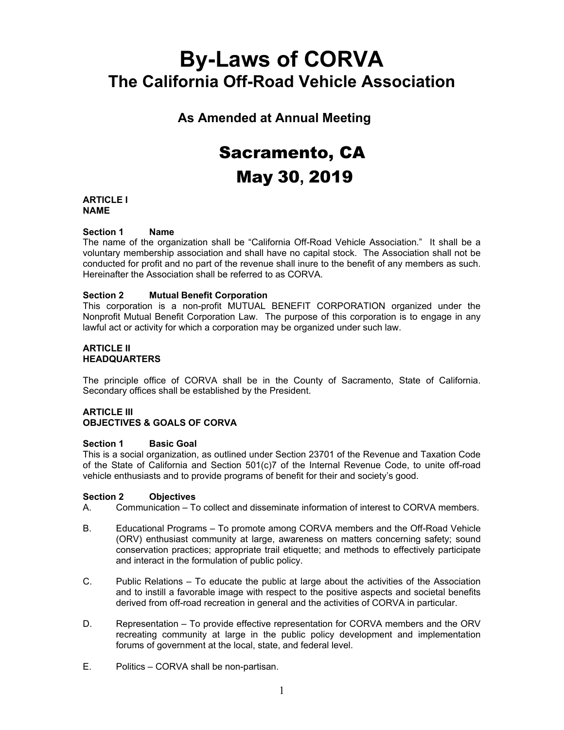# By-Laws of CORVA
## The California Off-Road Vehicle Association

### As Amended at Annual Meeting

## Sacramento, CA
## May 30, 2019

**ARTICLE I**
**NAME**

**Section 1 Name**
The name of the organization shall be "California Off-Road Vehicle Association." It shall be a voluntary membership association and shall have no capital stock. The Association shall not be conducted for profit and no part of the revenue shall inure to the benefit of any members as such. Hereinafter the Association shall be referred to as CORVA.

**Section 2 Mutual Benefit Corporation**
This corporation is a non-profit MUTUAL BENEFIT CORPORATION organized under the Nonprofit Mutual Benefit Corporation Law. The purpose of this corporation is to engage in any lawful act or activity for which a corporation may be organized under such law.

**ARTICLE II**
**HEADQUARTERS**

The principle office of CORVA shall be in the County of Sacramento, State of California. Secondary offices shall be established by the President.

**ARTICLE III**
**OBJECTIVES & GOALS OF CORVA**

**Section 1 Basic Goal**
This is a social organization, as outlined under Section 23701 of the Revenue and Taxation Code of the State of California and Section 501(c)7 of the Internal Revenue Code, to unite off-road vehicle enthusiasts and to provide programs of benefit for their and society's good.

**Section 2 Objectives**

A. Communication – To collect and disseminate information of interest to CORVA members.

B. Educational Programs – To promote among CORVA members and the Off-Road Vehicle (ORV) enthusiast community at large, awareness on matters concerning safety; sound conservation practices; appropriate trail etiquette; and methods to effectively participate and interact in the formulation of public policy.

C. Public Relations – To educate the public at large about the activities of the Association and to instill a favorable image with respect to the positive aspects and societal benefits derived from off-road recreation in general and the activities of CORVA in particular.

D. Representation – To provide effective representation for CORVA members and the ORV recreating community at large in the public policy development and implementation forums of government at the local, state, and federal level.

E. Politics – CORVA shall be non-partisan.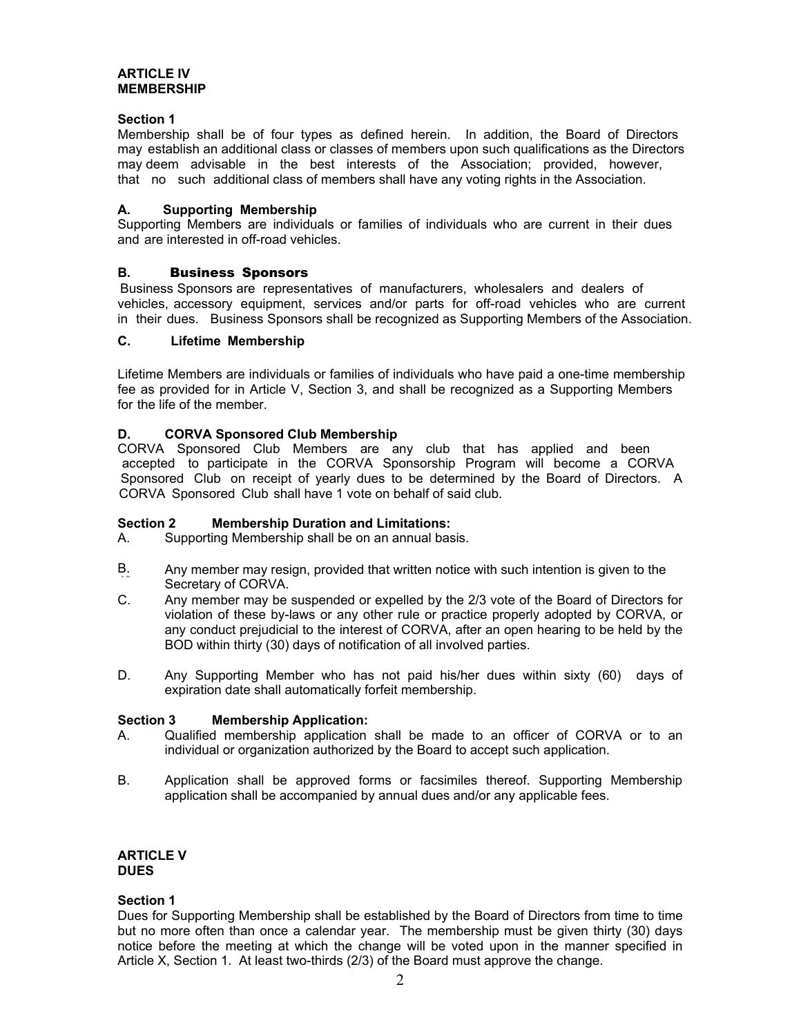## ARTICLE IV
## MEMBERSHIP

### Section 1

Membership shall be of four types as defined herein. In addition, the Board of Directors may establish an additional class or classes of members upon such qualifications as the Directors may deem advisable in the best interests of the Association; provided, however, that no such additional class of members shall have any voting rights in the Association.

#### A. Supporting Membership

Supporting Members are individuals or families of individuals who are current in their dues and are interested in off-road vehicles.

#### B. Business Sponsors

Business Sponsors are representatives of manufacturers, wholesalers and dealers of vehicles, accessory equipment, services and/or parts for off-road vehicles who are current in their dues. Business Sponsors shall be recognized as Supporting Members of the Association.

#### C. Lifetime Membership

Lifetime Members are individuals or families of individuals who have paid a one-time membership fee as provided for in Article V, Section 3, and shall be recognized as a Supporting Members for the life of the member.

#### D. CORVA Sponsored Club Membership

CORVA Sponsored Club Members are any club that has applied and been accepted to participate in the CORVA Sponsorship Program will become a CORVA Sponsored Club on receipt of yearly dues to be determined by the Board of Directors. A CORVA Sponsored Club shall have 1 vote on behalf of said club.

### Section 2 Membership Duration and Limitations:

A. Supporting Membership shall be on an annual basis.

B. Any member may resign, provided that written notice with such intention is given to the Secretary of CORVA.

C. Any member may be suspended or expelled by the 2/3 vote of the Board of Directors for violation of these by-laws or any other rule or practice properly adopted by CORVA, or any conduct prejudicial to the interest of CORVA, after an open hearing to be held by the BOD within thirty (30) days of notification of all involved parties.

D. Any Supporting Member who has not paid his/her dues within sixty (60) days of expiration date shall automatically forfeit membership.

### Section 3 Membership Application:

A. Qualified membership application shall be made to an officer of CORVA or to an individual or organization authorized by the Board to accept such application.

B. Application shall be approved forms or facsimiles thereof. Supporting Membership application shall be accompanied by annual dues and/or any applicable fees.

## ARTICLE V
## DUES

### Section 1

Dues for Supporting Membership shall be established by the Board of Directors from time to time but no more often than once a calendar year. The membership must be given thirty (30) days notice before the meeting at which the change will be voted upon in the manner specified in Article X, Section 1. At least two-thirds (2/3) of the Board must approve the change.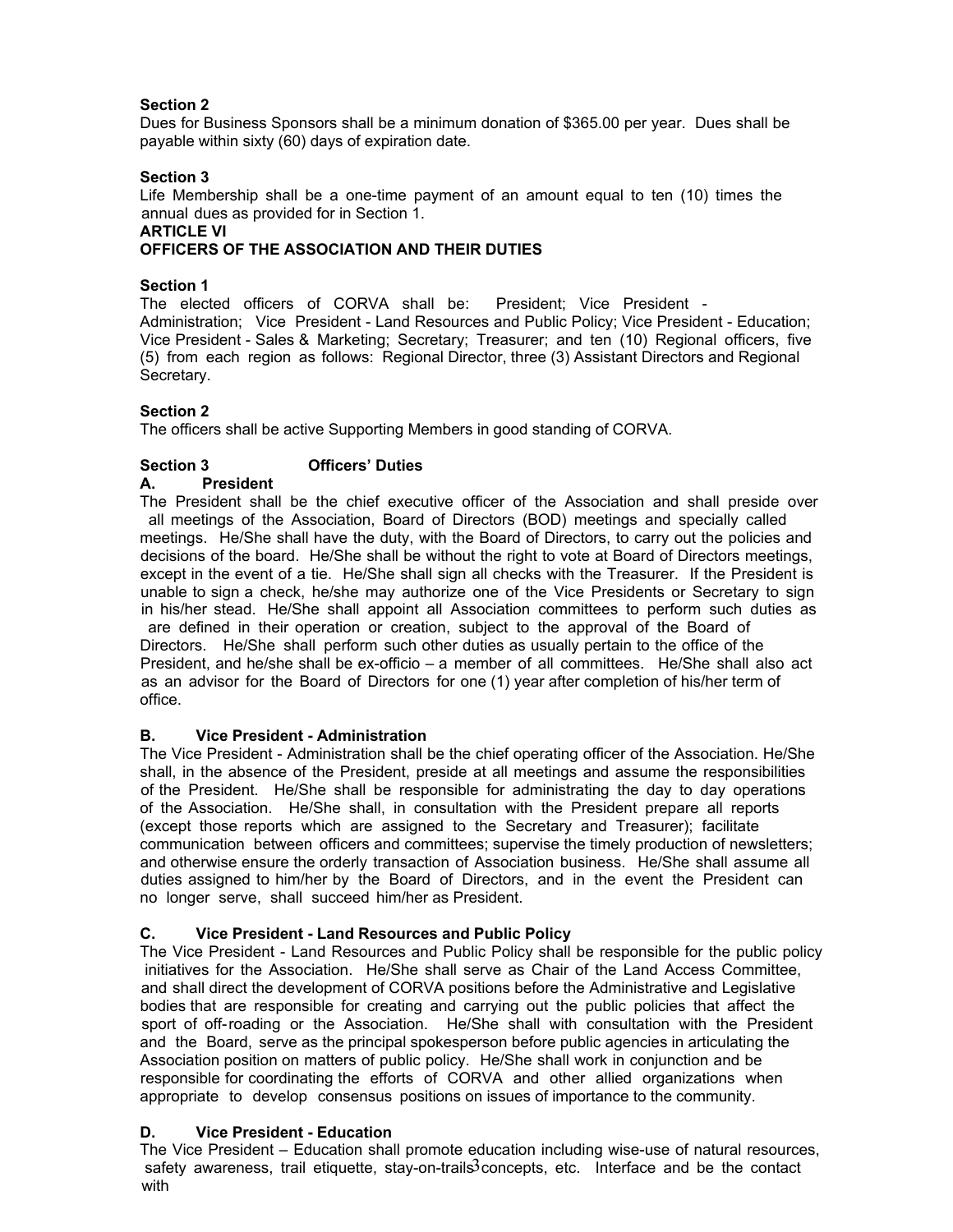**Section 2**
Dues for Business Sponsors shall be a minimum donation of $365.00 per year. Dues shall be payable within sixty (60) days of expiration date.

**Section 3**
Life Membership shall be a one-time payment of an amount equal to ten (10) times the annual dues as provided for in Section 1.

## ARTICLE VI
## OFFICERS OF THE ASSOCIATION AND THEIR DUTIES

**Section 1**
The elected officers of CORVA shall be: President; Vice President - Administration; Vice President - Land Resources and Public Policy; Vice President - Education; Vice President - Sales & Marketing; Secretary; Treasurer; and ten (10) Regional officers, five (5) from each region as follows: Regional Director, three (3) Assistant Directors and Regional Secretary.

**Section 2**
The officers shall be active Supporting Members in good standing of CORVA.

**Section 3 Officers' Duties**

**A. President**
The President shall be the chief executive officer of the Association and shall preside over all meetings of the Association, Board of Directors (BOD) meetings and specially called meetings. He/She shall have the duty, with the Board of Directors, to carry out the policies and decisions of the board. He/She shall be without the right to vote at Board of Directors meetings, except in the event of a tie. He/She shall sign all checks with the Treasurer. If the President is unable to sign a check, he/she may authorize one of the Vice Presidents or Secretary to sign in his/her stead. He/She shall appoint all Association committees to perform such duties as are defined in their operation or creation, subject to the approval of the Board of Directors. He/She shall perform such other duties as usually pertain to the office of the President, and he/she shall be ex-officio – a member of all committees. He/She shall also act as an advisor for the Board of Directors for one (1) year after completion of his/her term of office.

**B. Vice President - Administration**
The Vice President - Administration shall be the chief operating officer of the Association. He/She shall, in the absence of the President, preside at all meetings and assume the responsibilities of the President. He/She shall be responsible for administrating the day to day operations of the Association. He/She shall, in consultation with the President prepare all reports (except those reports which are assigned to the Secretary and Treasurer); facilitate communication between officers and committees; supervise the timely production of newsletters; and otherwise ensure the orderly transaction of Association business. He/She shall assume all duties assigned to him/her by the Board of Directors, and in the event the President can no longer serve, shall succeed him/her as President.

**C. Vice President - Land Resources and Public Policy**
The Vice President - Land Resources and Public Policy shall be responsible for the public policy initiatives for the Association. He/She shall serve as Chair of the Land Access Committee, and shall direct the development of CORVA positions before the Administrative and Legislative bodies that are responsible for creating and carrying out the public policies that affect the sport of off-roading or the Association. He/She shall with consultation with the President and the Board, serve as the principal spokesperson before public agencies in articulating the Association position on matters of public policy. He/She shall work in conjunction and be responsible for coordinating the efforts of CORVA and other allied organizations when appropriate to develop consensus positions on issues of importance to the community.

**D. Vice President - Education**
The Vice President – Education shall promote education including wise-use of natural resources, safety awareness, trail etiquette, stay-on-trails concepts, etc. Interface and be the contact with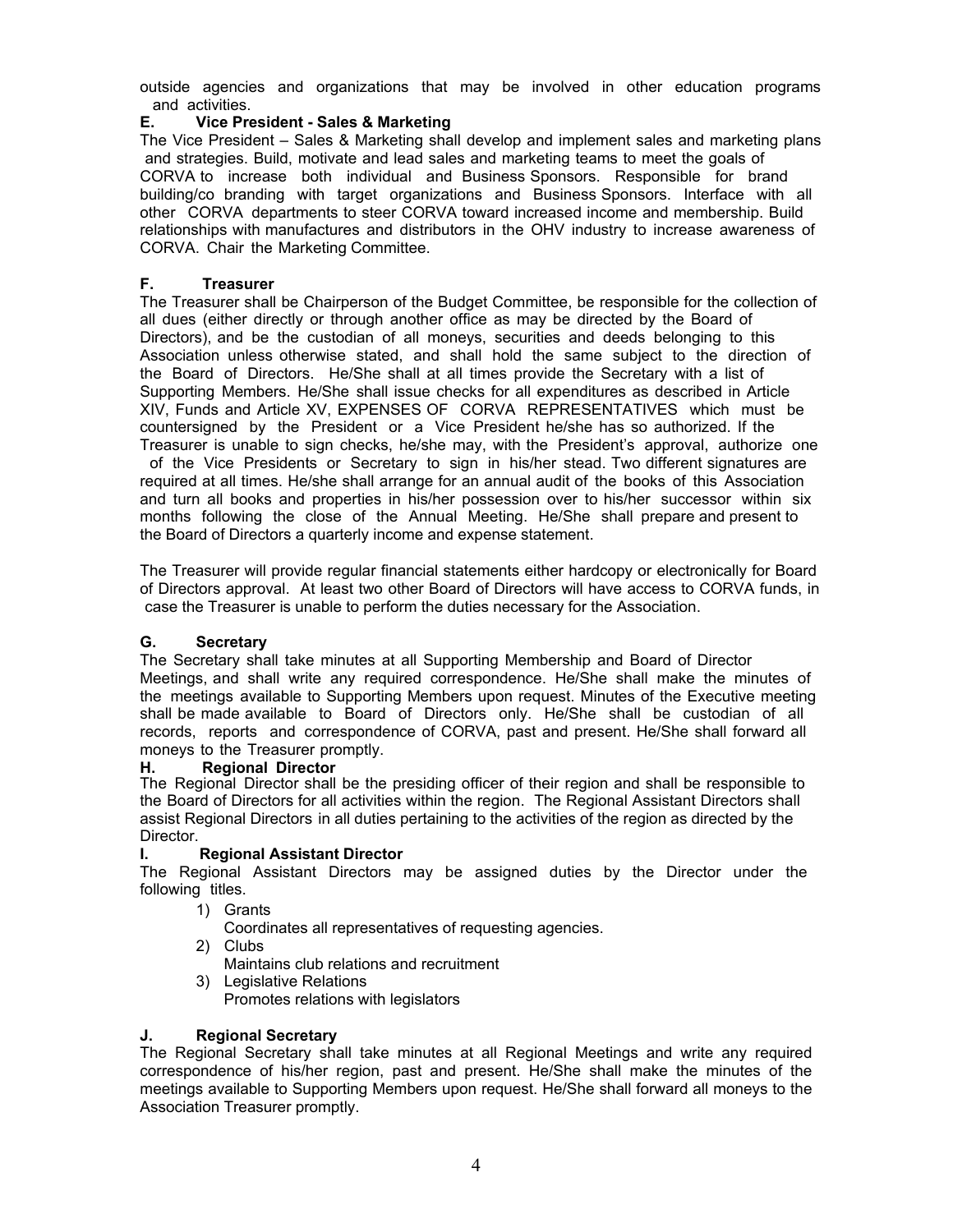outside agencies and organizations that may be involved in other education programs and activities.

**E. Vice President - Sales & Marketing**

The Vice President – Sales & Marketing shall develop and implement sales and marketing plans and strategies. Build, motivate and lead sales and marketing teams to meet the goals of CORVA to increase both individual and Business Sponsors. Responsible for brand building/co branding with target organizations and Business Sponsors. Interface with all other CORVA departments to steer CORVA toward increased income and membership. Build relationships with manufactures and distributors in the OHV industry to increase awareness of CORVA. Chair the Marketing Committee.

**F. Treasurer**

The Treasurer shall be Chairperson of the Budget Committee, be responsible for the collection of all dues (either directly or through another office as may be directed by the Board of Directors), and be the custodian of all moneys, securities and deeds belonging to this Association unless otherwise stated, and shall hold the same subject to the direction of the Board of Directors. He/She shall at all times provide the Secretary with a list of Supporting Members. He/She shall issue checks for all expenditures as described in Article XIV, Funds and Article XV, EXPENSES OF CORVA REPRESENTATIVES which must be countersigned by the President or a Vice President he/she has so authorized. If the Treasurer is unable to sign checks, he/she may, with the President's approval, authorize one of the Vice Presidents or Secretary to sign in his/her stead. Two different signatures are required at all times. He/she shall arrange for an annual audit of the books of this Association and turn all books and properties in his/her possession over to his/her successor within six months following the close of the Annual Meeting. He/She shall prepare and present to the Board of Directors a quarterly income and expense statement.

The Treasurer will provide regular financial statements either hardcopy or electronically for Board of Directors approval. At least two other Board of Directors will have access to CORVA funds, in case the Treasurer is unable to perform the duties necessary for the Association.

**G. Secretary**

The Secretary shall take minutes at all Supporting Membership and Board of Director Meetings, and shall write any required correspondence. He/She shall make the minutes of the meetings available to Supporting Members upon request. Minutes of the Executive meeting shall be made available to Board of Directors only. He/She shall be custodian of all records, reports and correspondence of CORVA, past and present. He/She shall forward all moneys to the Treasurer promptly.

**H. Regional Director**

The Regional Director shall be the presiding officer of their region and shall be responsible to the Board of Directors for all activities within the region. The Regional Assistant Directors shall assist Regional Directors in all duties pertaining to the activities of the region as directed by the Director.

**I. Regional Assistant Director**

The Regional Assistant Directors may be assigned duties by the Director under the following titles.

1) Grants
   Coordinates all representatives of requesting agencies.
2) Clubs
   Maintains club relations and recruitment
3) Legislative Relations
   Promotes relations with legislators

**J. Regional Secretary**

The Regional Secretary shall take minutes at all Regional Meetings and write any required correspondence of his/her region, past and present. He/She shall make the minutes of the meetings available to Supporting Members upon request. He/She shall forward all moneys to the Association Treasurer promptly.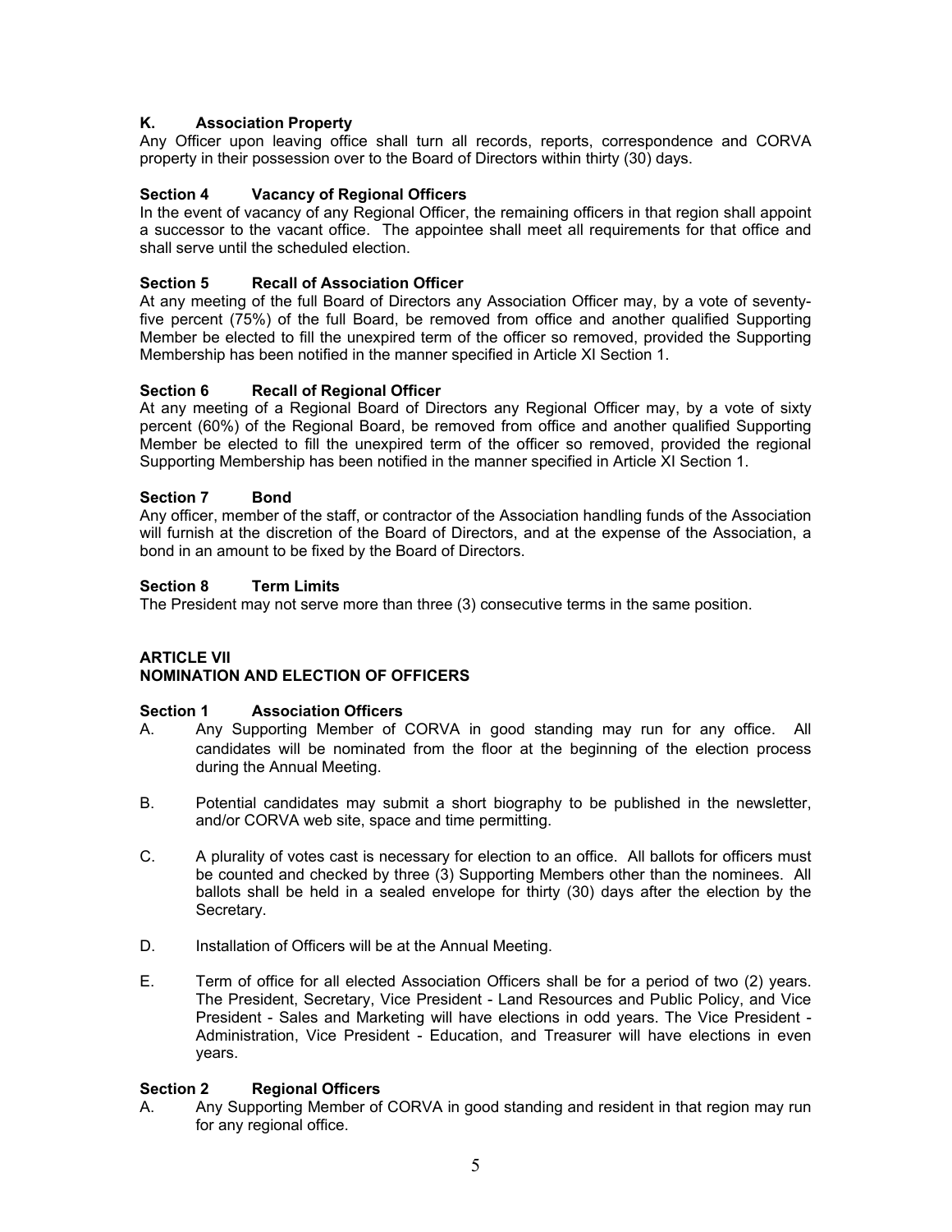### K. Association Property

Any Officer upon leaving office shall turn all records, reports, correspondence and CORVA property in their possession over to the Board of Directors within thirty (30) days.

### Section 4 Vacancy of Regional Officers

In the event of vacancy of any Regional Officer, the remaining officers in that region shall appoint a successor to the vacant office. The appointee shall meet all requirements for that office and shall serve until the scheduled election.

### Section 5 Recall of Association Officer

At any meeting of the full Board of Directors any Association Officer may, by a vote of seventy-five percent (75%) of the full Board, be removed from office and another qualified Supporting Member be elected to fill the unexpired term of the officer so removed, provided the Supporting Membership has been notified in the manner specified in Article XI Section 1.

### Section 6 Recall of Regional Officer

At any meeting of a Regional Board of Directors any Regional Officer may, by a vote of sixty percent (60%) of the Regional Board, be removed from office and another qualified Supporting Member be elected to fill the unexpired term of the officer so removed, provided the regional Supporting Membership has been notified in the manner specified in Article XI Section 1.

### Section 7 Bond

Any officer, member of the staff, or contractor of the Association handling funds of the Association will furnish at the discretion of the Board of Directors, and at the expense of the Association, a bond in an amount to be fixed by the Board of Directors.

### Section 8 Term Limits

The President may not serve more than three (3) consecutive terms in the same position.

## ARTICLE VII
## NOMINATION AND ELECTION OF OFFICERS

### Section 1 Association Officers

A. Any Supporting Member of CORVA in good standing may run for any office. All candidates will be nominated from the floor at the beginning of the election process during the Annual Meeting.

B. Potential candidates may submit a short biography to be published in the newsletter, and/or CORVA web site, space and time permitting.

C. A plurality of votes cast is necessary for election to an office. All ballots for officers must be counted and checked by three (3) Supporting Members other than the nominees. All ballots shall be held in a sealed envelope for thirty (30) days after the election by the Secretary.

D. Installation of Officers will be at the Annual Meeting.

E. Term of office for all elected Association Officers shall be for a period of two (2) years. The President, Secretary, Vice President - Land Resources and Public Policy, and Vice President - Sales and Marketing will have elections in odd years. The Vice President - Administration, Vice President - Education, and Treasurer will have elections in even years.

### Section 2 Regional Officers

A. Any Supporting Member of CORVA in good standing and resident in that region may run for any regional office.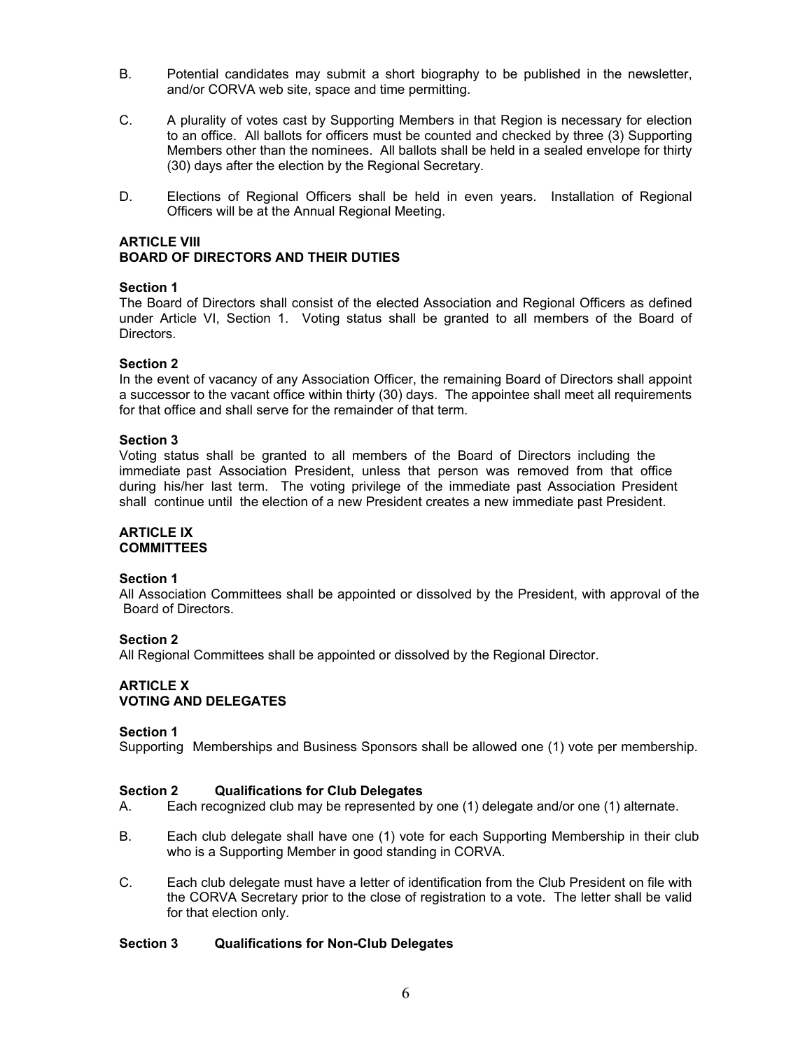B. Potential candidates may submit a short biography to be published in the newsletter, and/or CORVA web site, space and time permitting.

C. A plurality of votes cast by Supporting Members in that Region is necessary for election to an office. All ballots for officers must be counted and checked by three (3) Supporting Members other than the nominees. All ballots shall be held in a sealed envelope for thirty (30) days after the election by the Regional Secretary.

D. Elections of Regional Officers shall be held in even years. Installation of Regional Officers will be at the Annual Regional Meeting.

## ARTICLE VIII
## BOARD OF DIRECTORS AND THEIR DUTIES

### Section 1

The Board of Directors shall consist of the elected Association and Regional Officers as defined under Article VI, Section 1. Voting status shall be granted to all members of the Board of Directors.

### Section 2

In the event of vacancy of any Association Officer, the remaining Board of Directors shall appoint a successor to the vacant office within thirty (30) days. The appointee shall meet all requirements for that office and shall serve for the remainder of that term.

### Section 3

Voting status shall be granted to all members of the Board of Directors including the immediate past Association President, unless that person was removed from that office during his/her last term. The voting privilege of the immediate past Association President shall continue until the election of a new President creates a new immediate past President.

## ARTICLE IX
## COMMITTEES

### Section 1

All Association Committees shall be appointed or dissolved by the President, with approval of the Board of Directors.

### Section 2

All Regional Committees shall be appointed or dissolved by the Regional Director.

## ARTICLE X
## VOTING AND DELEGATES

### Section 1

Supporting Memberships and Business Sponsors shall be allowed one (1) vote per membership.

### Section 2 Qualifications for Club Delegates

A. Each recognized club may be represented by one (1) delegate and/or one (1) alternate.

B. Each club delegate shall have one (1) vote for each Supporting Membership in their club who is a Supporting Member in good standing in CORVA.

C. Each club delegate must have a letter of identification from the Club President on file with the CORVA Secretary prior to the close of registration to a vote. The letter shall be valid for that election only.

### Section 3 Qualifications for Non-Club Delegates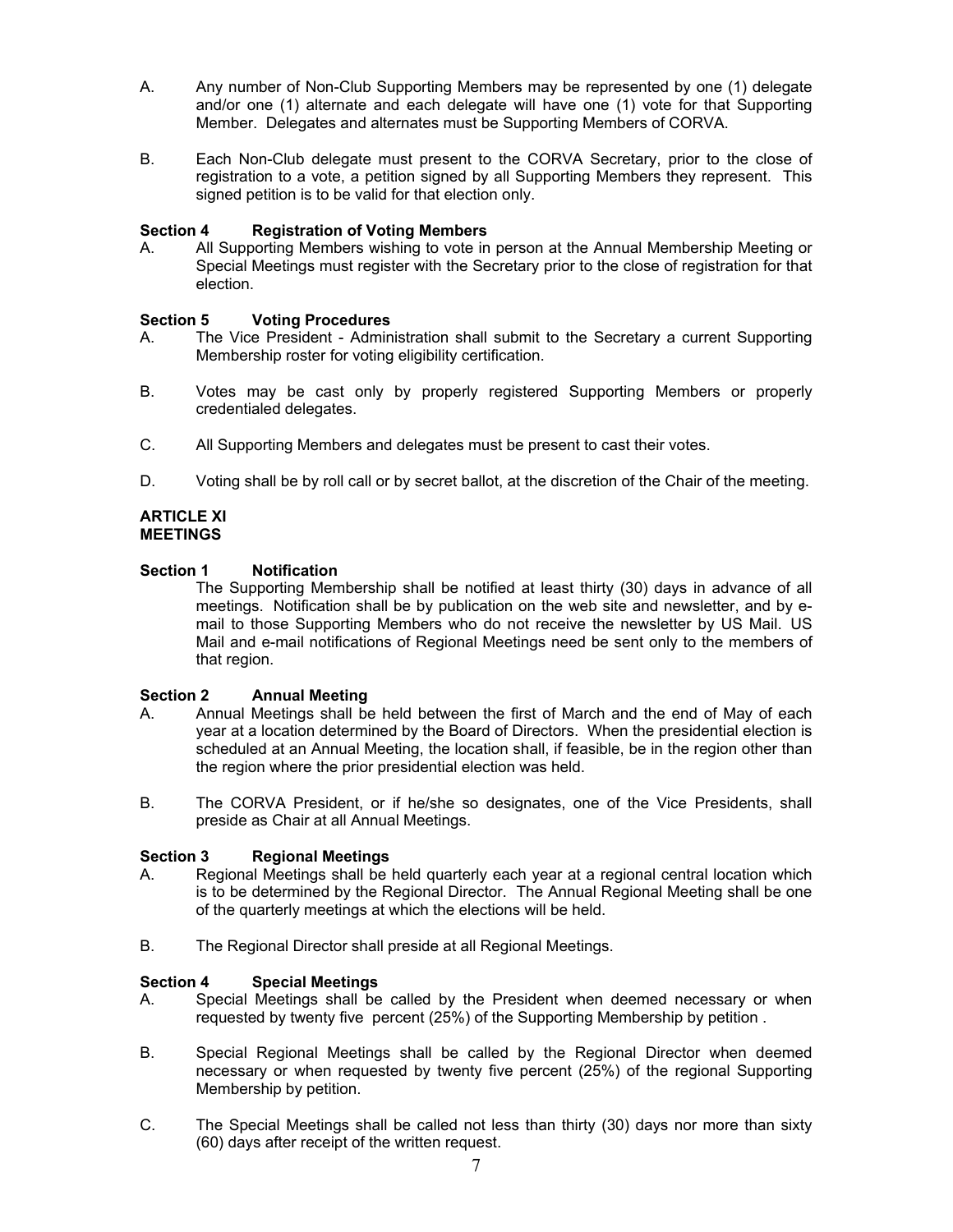A. Any number of Non-Club Supporting Members may be represented by one (1) delegate and/or one (1) alternate and each delegate will have one (1) vote for that Supporting Member. Delegates and alternates must be Supporting Members of CORVA.

B. Each Non-Club delegate must present to the CORVA Secretary, prior to the close of registration to a vote, a petition signed by all Supporting Members they represent. This signed petition is to be valid for that election only.

**Section 4 Registration of Voting Members**

A. All Supporting Members wishing to vote in person at the Annual Membership Meeting or Special Meetings must register with the Secretary prior to the close of registration for that election.

**Section 5 Voting Procedures**

A. The Vice President - Administration shall submit to the Secretary a current Supporting Membership roster for voting eligibility certification.

B. Votes may be cast only by properly registered Supporting Members or properly credentialed delegates.

C. All Supporting Members and delegates must be present to cast their votes.

D. Voting shall be by roll call or by secret ballot, at the discretion of the Chair of the meeting.

## ARTICLE XI
## MEETINGS

**Section 1 Notification**

The Supporting Membership shall be notified at least thirty (30) days in advance of all meetings. Notification shall be by publication on the web site and newsletter, and by e-mail to those Supporting Members who do not receive the newsletter by US Mail. US Mail and e-mail notifications of Regional Meetings need be sent only to the members of that region.

**Section 2 Annual Meeting**

A. Annual Meetings shall be held between the first of March and the end of May of each year at a location determined by the Board of Directors. When the presidential election is scheduled at an Annual Meeting, the location shall, if feasible, be in the region other than the region where the prior presidential election was held.

B. The CORVA President, or if he/she so designates, one of the Vice Presidents, shall preside as Chair at all Annual Meetings.

**Section 3 Regional Meetings**

A. Regional Meetings shall be held quarterly each year at a regional central location which is to be determined by the Regional Director. The Annual Regional Meeting shall be one of the quarterly meetings at which the elections will be held.

B. The Regional Director shall preside at all Regional Meetings.

**Section 4 Special Meetings**

A. Special Meetings shall be called by the President when deemed necessary or when requested by twenty five percent (25%) of the Supporting Membership by petition .

B. Special Regional Meetings shall be called by the Regional Director when deemed necessary or when requested by twenty five percent (25%) of the regional Supporting Membership by petition.

C. The Special Meetings shall be called not less than thirty (30) days nor more than sixty (60) days after receipt of the written request.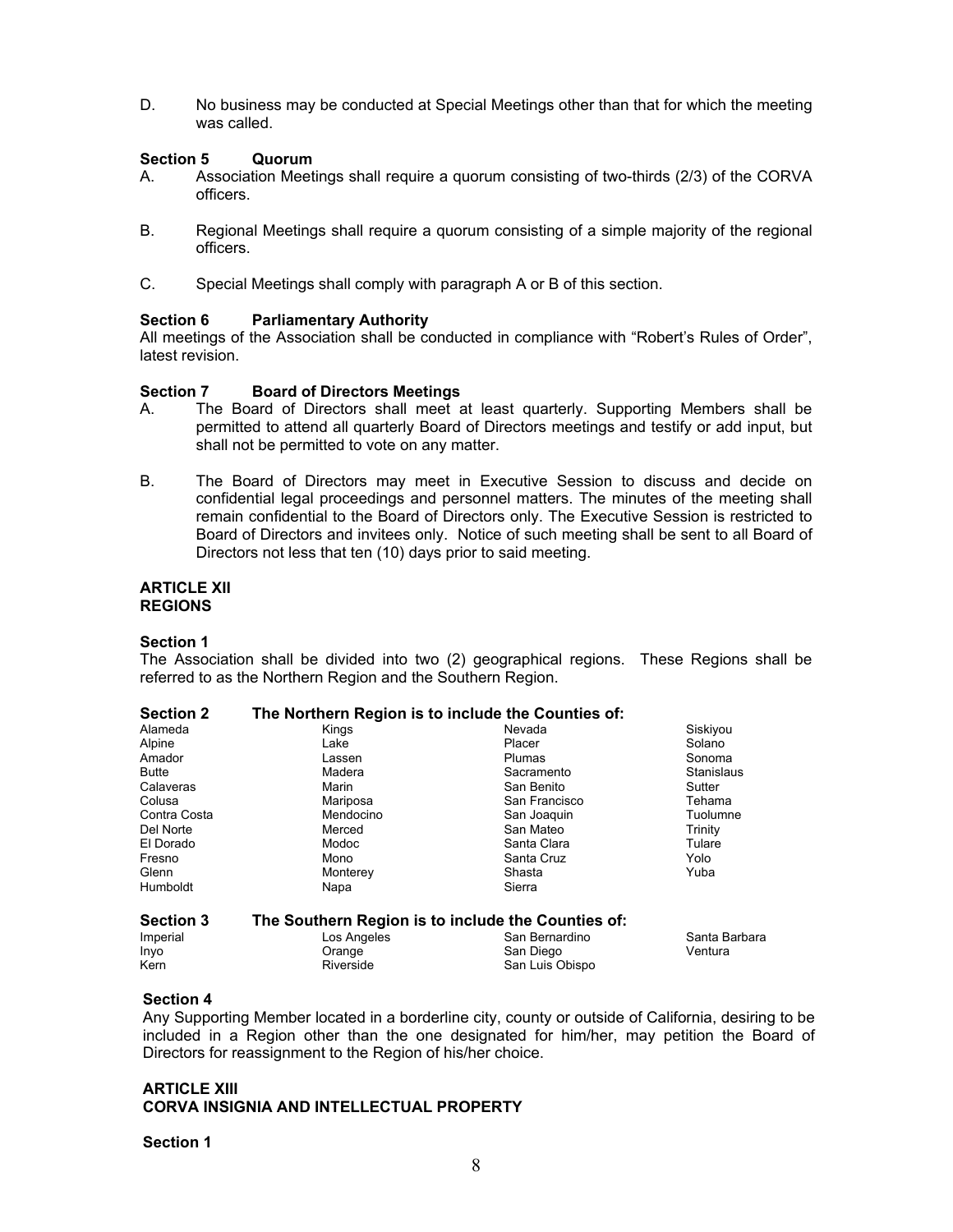D. No business may be conducted at Special Meetings other than that for which the meeting was called.

**Section 5 Quorum**

A. Association Meetings shall require a quorum consisting of two-thirds (2/3) of the CORVA officers.

B. Regional Meetings shall require a quorum consisting of a simple majority of the regional officers.

C. Special Meetings shall comply with paragraph A or B of this section.

**Section 6 Parliamentary Authority**

All meetings of the Association shall be conducted in compliance with "Robert's Rules of Order", latest revision.

**Section 7 Board of Directors Meetings**

A. The Board of Directors shall meet at least quarterly. Supporting Members shall be permitted to attend all quarterly Board of Directors meetings and testify or add input, but shall not be permitted to vote on any matter.

B. The Board of Directors may meet in Executive Session to discuss and decide on confidential legal proceedings and personnel matters. The minutes of the meeting shall remain confidential to the Board of Directors only. The Executive Session is restricted to Board of Directors and invitees only. Notice of such meeting shall be sent to all Board of Directors not less that ten (10) days prior to said meeting.

**ARTICLE XII**
**REGIONS**

**Section 1**

The Association shall be divided into two (2) geographical regions. These Regions shall be referred to as the Northern Region and the Southern Region.

**Section 2 The Northern Region is to include the Counties of:**

| | | | |
|---|---|---|---|
| Alameda | Kings | Nevada | Siskiyou |
| Alpine | Lake | Placer | Solano |
| Amador | Lassen | Plumas | Sonoma |
| Butte | Madera | Sacramento | Stanislaus |
| Calaveras | Marin | San Benito | Sutter |
| Colusa | Mariposa | San Francisco | Tehama |
| Contra Costa | Mendocino | San Joaquin | Tuolumne |
| Del Norte | Merced | San Mateo | Trinity |
| El Dorado | Modoc | Santa Clara | Tulare |
| Fresno | Mono | Santa Cruz | Yolo |
| Glenn | Monterey | Shasta | Yuba |
| Humboldt | Napa | Sierra | |

**Section 3 The Southern Region is to include the Counties of:**

| | | | |
|---|---|---|---|
| Imperial | Los Angeles | San Bernardino | Santa Barbara |
| Inyo | Orange | San Diego | Ventura |
| Kern | Riverside | San Luis Obispo | |

**Section 4**

Any Supporting Member located in a borderline city, county or outside of California, desiring to be included in a Region other than the one designated for him/her, may petition the Board of Directors for reassignment to the Region of his/her choice.

**ARTICLE XIII**
**CORVA INSIGNIA AND INTELLECTUAL PROPERTY**

**Section 1**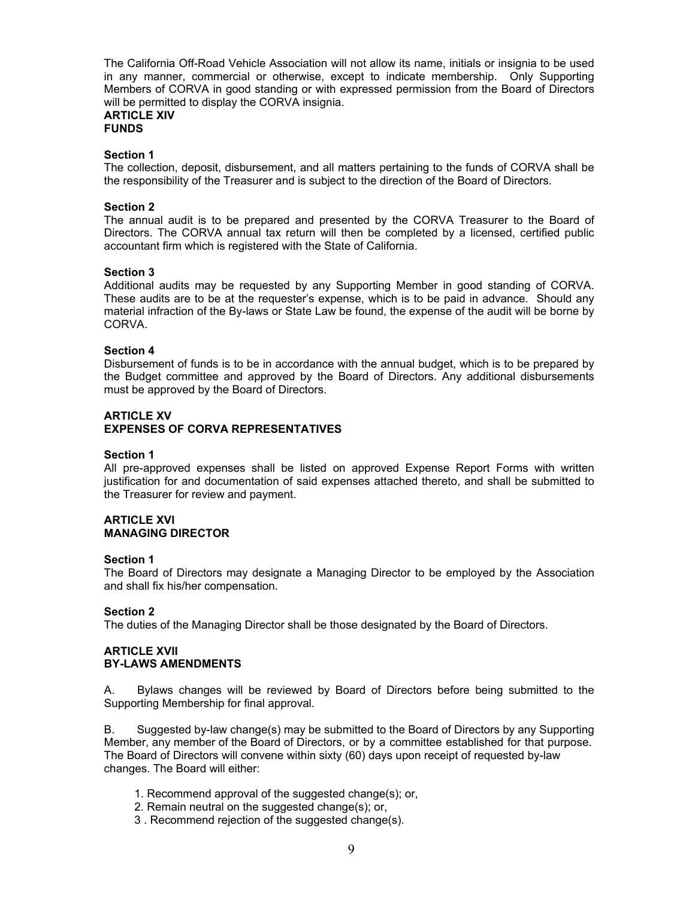The California Off-Road Vehicle Association will not allow its name, initials or insignia to be used in any manner, commercial or otherwise, except to indicate membership. Only Supporting Members of CORVA in good standing or with expressed permission from the Board of Directors will be permitted to display the CORVA insignia.

## ARTICLE XIV
## FUNDS

**Section 1**
The collection, deposit, disbursement, and all matters pertaining to the funds of CORVA shall be the responsibility of the Treasurer and is subject to the direction of the Board of Directors.

**Section 2**
The annual audit is to be prepared and presented by the CORVA Treasurer to the Board of Directors. The CORVA annual tax return will then be completed by a licensed, certified public accountant firm which is registered with the State of California.

**Section 3**
Additional audits may be requested by any Supporting Member in good standing of CORVA. These audits are to be at the requester's expense, which is to be paid in advance. Should any material infraction of the By-laws or State Law be found, the expense of the audit will be borne by CORVA.

**Section 4**
Disbursement of funds is to be in accordance with the annual budget, which is to be prepared by the Budget committee and approved by the Board of Directors. Any additional disbursements must be approved by the Board of Directors.

## ARTICLE XV
## EXPENSES OF CORVA REPRESENTATIVES

**Section 1**
All pre-approved expenses shall be listed on approved Expense Report Forms with written justification for and documentation of said expenses attached thereto, and shall be submitted to the Treasurer for review and payment.

## ARTICLE XVI
## MANAGING DIRECTOR

**Section 1**
The Board of Directors may designate a Managing Director to be employed by the Association and shall fix his/her compensation.

**Section 2**
The duties of the Managing Director shall be those designated by the Board of Directors.

## ARTICLE XVII
## BY-LAWS AMENDMENTS

A. Bylaws changes will be reviewed by Board of Directors before being submitted to the Supporting Membership for final approval.

B. Suggested by-law change(s) may be submitted to the Board of Directors by any Supporting Member, any member of the Board of Directors, or by a committee established for that purpose. The Board of Directors will convene within sixty (60) days upon receipt of requested by-law changes. The Board will either:

1. Recommend approval of the suggested change(s); or,
2. Remain neutral on the suggested change(s); or,
3. Recommend rejection of the suggested change(s).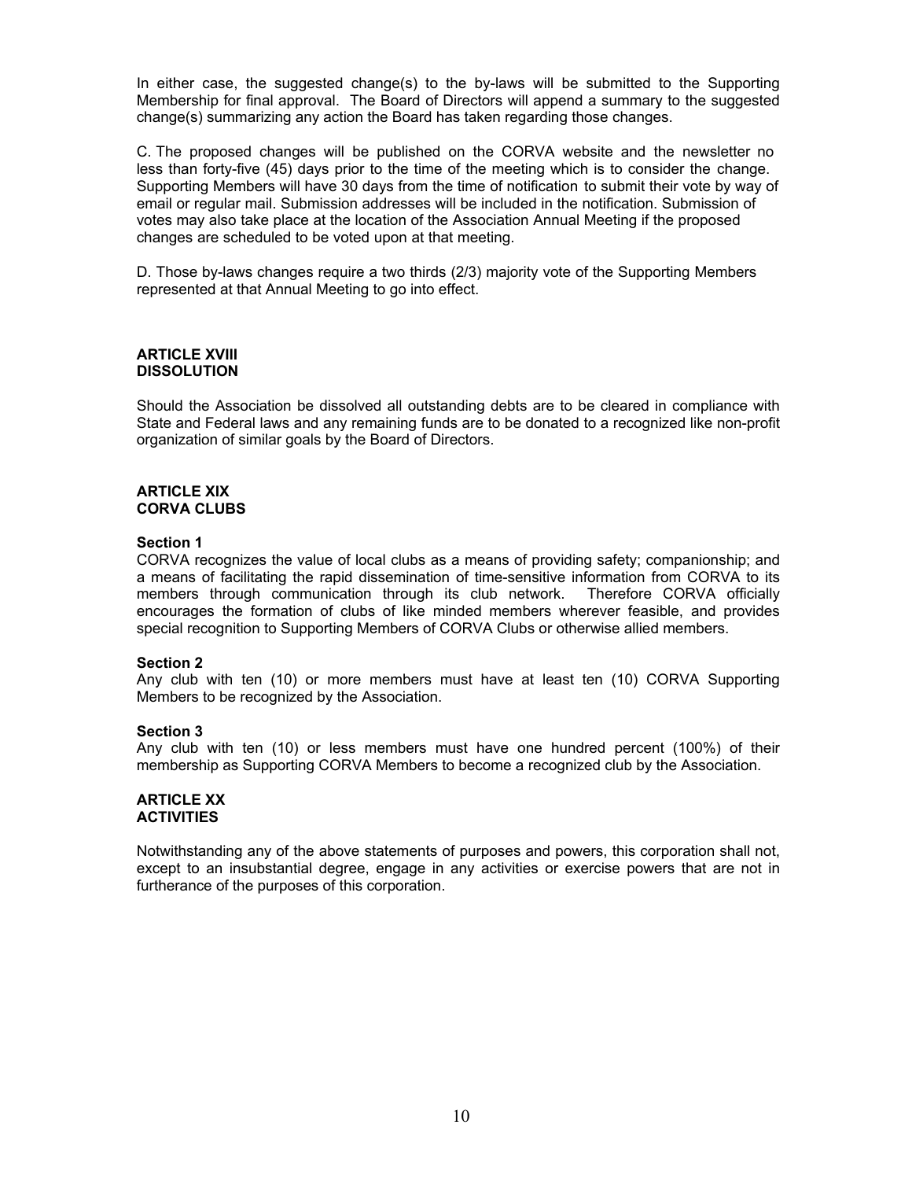In either case, the suggested change(s) to the by-laws will be submitted to the Supporting Membership for final approval. The Board of Directors will append a summary to the suggested change(s) summarizing any action the Board has taken regarding those changes.

C. The proposed changes will be published on the CORVA website and the newsletter no less than forty-five (45) days prior to the time of the meeting which is to consider the change. Supporting Members will have 30 days from the time of notification to submit their vote by way of email or regular mail. Submission addresses will be included in the notification. Submission of votes may also take place at the location of the Association Annual Meeting if the proposed changes are scheduled to be voted upon at that meeting.

D. Those by-laws changes require a two thirds (2/3) majority vote of the Supporting Members represented at that Annual Meeting to go into effect.

## ARTICLE XVIII
## DISSOLUTION

Should the Association be dissolved all outstanding debts are to be cleared in compliance with State and Federal laws and any remaining funds are to be donated to a recognized like non-profit organization of similar goals by the Board of Directors.

## ARTICLE XIX
## CORVA CLUBS

**Section 1**
CORVA recognizes the value of local clubs as a means of providing safety; companionship; and a means of facilitating the rapid dissemination of time-sensitive information from CORVA to its members through communication through its club network. Therefore CORVA officially encourages the formation of clubs of like minded members wherever feasible, and provides special recognition to Supporting Members of CORVA Clubs or otherwise allied members.

**Section 2**
Any club with ten (10) or more members must have at least ten (10) CORVA Supporting Members to be recognized by the Association.

**Section 3**
Any club with ten (10) or less members must have one hundred percent (100%) of their membership as Supporting CORVA Members to become a recognized club by the Association.

## ARTICLE XX
## ACTIVITIES

Notwithstanding any of the above statements of purposes and powers, this corporation shall not, except to an insubstantial degree, engage in any activities or exercise powers that are not in furtherance of the purposes of this corporation.